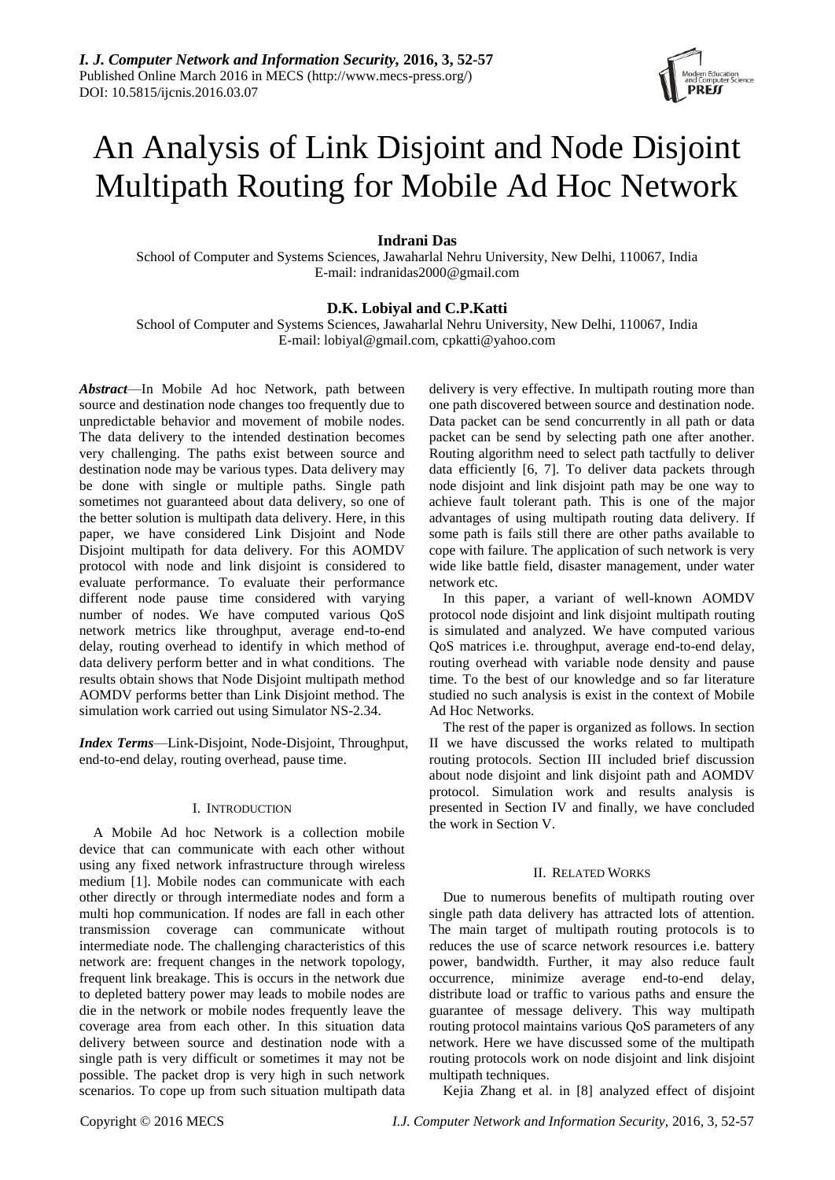# An Analysis of Link Disjoint and Node Disjoint Multipath Routing for Mobile Ad Hoc Network

**Indrani Das**

School of Computer and Systems Sciences, Jawaharlal Nehru University, New Delhi, 110067, India
E-mail: indranidas2000@gmail.com

**D.K. Lobiyal and C.P.Katti**

School of Computer and Systems Sciences, Jawaharlal Nehru University, New Delhi, 110067, India
E-mail: lobiyal@gmail.com, cpkatti@yahoo.com

***Abstract***—In Mobile Ad hoc Network, path between source and destination node changes too frequently due to unpredictable behavior and movement of mobile nodes. The data delivery to the intended destination becomes very challenging. The paths exist between source and destination node may be various types. Data delivery may be done with single or multiple paths. Single path sometimes not guaranteed about data delivery, so one of the better solution is multipath data delivery. Here, in this paper, we have considered Link Disjoint and Node Disjoint multipath for data delivery. For this AOMDV protocol with node and link disjoint is considered to evaluate performance. To evaluate their performance different node pause time considered with varying number of nodes. We have computed various QoS network metrics like throughput, average end-to-end delay, routing overhead to identify in which method of data delivery perform better and in what conditions. The results obtain shows that Node Disjoint multipath method AOMDV performs better than Link Disjoint method. The simulation work carried out using Simulator NS-2.34.

***Index Terms***—Link-Disjoint, Node-Disjoint, Throughput, end-to-end delay, routing overhead, pause time.

## I. Introduction

A Mobile Ad hoc Network is a collection mobile device that can communicate with each other without using any fixed network infrastructure through wireless medium [1]. Mobile nodes can communicate with each other directly or through intermediate nodes and form a multi hop communication. If nodes are fall in each other transmission coverage can communicate without intermediate node. The challenging characteristics of this network are: frequent changes in the network topology, frequent link breakage. This is occurs in the network due to depleted battery power may leads to mobile nodes are die in the network or mobile nodes frequently leave the coverage area from each other. In this situation data delivery between source and destination node with a single path is very difficult or sometimes it may not be possible. The packet drop is very high in such network scenarios. To cope up from such situation multipath data delivery is very effective. In multipath routing more than one path discovered between source and destination node. Data packet can be send concurrently in all path or data packet can be send by selecting path one after another. Routing algorithm need to select path tactfully to deliver data efficiently [6, 7]. To deliver data packets through node disjoint and link disjoint path may be one way to achieve fault tolerant path. This is one of the major advantages of using multipath routing data delivery. If some path is fails still there are other paths available to cope with failure. The application of such network is very wide like battle field, disaster management, under water network etc.

In this paper, a variant of well-known AOMDV protocol node disjoint and link disjoint multipath routing is simulated and analyzed. We have computed various QoS matrices i.e. throughput, average end-to-end delay, routing overhead with variable node density and pause time. To the best of our knowledge and so far literature studied no such analysis is exist in the context of Mobile Ad Hoc Networks.

The rest of the paper is organized as follows. In section II we have discussed the works related to multipath routing protocols. Section III included brief discussion about node disjoint and link disjoint path and AOMDV protocol. Simulation work and results analysis is presented in Section IV and finally, we have concluded the work in Section V.

## II. Related Works

Due to numerous benefits of multipath routing over single path data delivery has attracted lots of attention. The main target of multipath routing protocols is to reduces the use of scarce network resources i.e. battery power, bandwidth. Further, it may also reduce fault occurrence, minimize average end-to-end delay, distribute load or traffic to various paths and ensure the guarantee of message delivery. This way multipath routing protocol maintains various QoS parameters of any network. Here we have discussed some of the multipath routing protocols work on node disjoint and link disjoint multipath techniques.

Kejia Zhang et al. in [8] analyzed effect of disjoint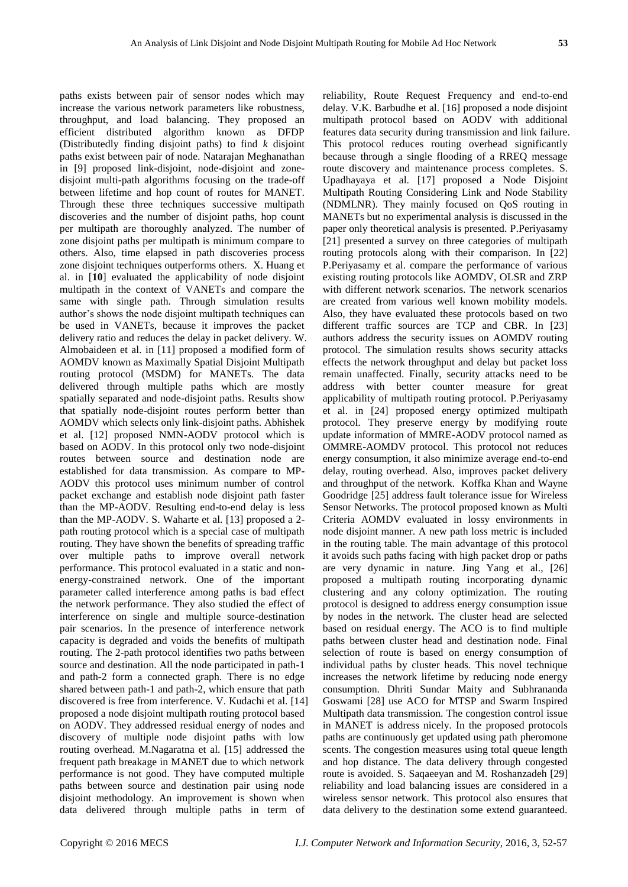paths exists between pair of sensor nodes which may increase the various network parameters like robustness, throughput, and load balancing. They proposed an efficient distributed algorithm known as DFDP (Distributedly finding disjoint paths) to find *k* disjoint paths exist between pair of node. Natarajan Meghanathan in [9] proposed link-disjoint, node-disjoint and zone-disjoint multi-path algorithms focusing on the trade-off between lifetime and hop count of routes for MANET. Through these three techniques successive multipath discoveries and the number of disjoint paths, hop count per multipath are thoroughly analyzed. The number of zone disjoint paths per multipath is minimum compare to others. Also, time elapsed in path discoveries process zone disjoint techniques outperforms others. X. Huang et al. in [**10**] evaluated the applicability of node disjoint multipath in the context of VANETs and compare the same with single path. Through simulation results author's shows the node disjoint multipath techniques can be used in VANETs, because it improves the packet delivery ratio and reduces the delay in packet delivery. W. Almobaideen et al. in [11] proposed a modified form of AOMDV known as Maximally Spatial Disjoint Multipath routing protocol (MSDM) for MANETs. The data delivered through multiple paths which are mostly spatially separated and node-disjoint paths. Results show that spatially node-disjoint routes perform better than AOMDV which selects only link-disjoint paths. Abhishek et al. [12] proposed NMN-AODV protocol which is based on AODV. In this protocol only two node-disjoint routes between source and destination node are established for data transmission. As compare to MP-AODV this protocol uses minimum number of control packet exchange and establish node disjoint path faster than the MP-AODV. Resulting end-to-end delay is less than the MP-AODV. S. Waharte et al. [13] proposed a 2-path routing protocol which is a special case of multipath routing. They have shown the benefits of spreading traffic over multiple paths to improve overall network performance. This protocol evaluated in a static and non-energy-constrained network. One of the important parameter called interference among paths is bad effect the network performance. They also studied the effect of interference on single and multiple source-destination pair scenarios. In the presence of interference network capacity is degraded and voids the benefits of multipath routing. The 2-path protocol identifies two paths between source and destination. All the node participated in path-1 and path-2 form a connected graph. There is no edge shared between path-1 and path-2, which ensure that path discovered is free from interference. V. Kudachi et al. [14] proposed a node disjoint multipath routing protocol based on AODV. They addressed residual energy of nodes and discovery of multiple node disjoint paths with low routing overhead. M.Nagaratna et al. [15] addressed the frequent path breakage in MANET due to which network performance is not good. They have computed multiple paths between source and destination pair using node disjoint methodology. An improvement is shown when data delivered through multiple paths in term of reliability, Route Request Frequency and end-to-end delay. V.K. Barbudhe et al. [16] proposed a node disjoint multipath protocol based on AODV with additional features data security during transmission and link failure. This protocol reduces routing overhead significantly because through a single flooding of a RREQ message route discovery and maintenance process completes. S. Upadhayaya et al. [17] proposed a Node Disjoint Multipath Routing Considering Link and Node Stability (NDMLNR). They mainly focused on QoS routing in MANETs but no experimental analysis is discussed in the paper only theoretical analysis is presented. P.Periyasamy [21] presented a survey on three categories of multipath routing protocols along with their comparison. In [22] P.Periyasamy et al. compare the performance of various existing routing protocols like AOMDV, OLSR and ZRP with different network scenarios. The network scenarios are created from various well known mobility models. Also, they have evaluated these protocols based on two different traffic sources are TCP and CBR. In [23] authors address the security issues on AOMDV routing protocol. The simulation results shows security attacks effects the network throughput and delay but packet loss remain unaffected. Finally, security attacks need to be address with better counter measure for great applicability of multipath routing protocol. P.Periyasamy et al. in [24] proposed energy optimized multipath protocol. They preserve energy by modifying route update information of MMRE-AODV protocol named as OMMRE-AOMDV protocol. This protocol not reduces energy consumption, it also minimize average end-to-end delay, routing overhead. Also, improves packet delivery and throughput of the network. Koffka Khan and Wayne Goodridge [25] address fault tolerance issue for Wireless Sensor Networks. The protocol proposed known as Multi Criteria AOMDV evaluated in lossy environments in node disjoint manner. A new path loss metric is included in the routing table. The main advantage of this protocol it avoids such paths facing with high packet drop or paths are very dynamic in nature. Jing Yang et al., [26] proposed a multipath routing incorporating dynamic clustering and any colony optimization. The routing protocol is designed to address energy consumption issue by nodes in the network. The cluster head are selected based on residual energy. The ACO is to find multiple paths between cluster head and destination node. Final selection of route is based on energy consumption of individual paths by cluster heads. This novel technique increases the network lifetime by reducing node energy consumption. Dhriti Sundar Maity and Subhrananda Goswami [28] use ACO for MTSP and Swarm Inspired Multipath data transmission. The congestion control issue in MANET is address nicely. In the proposed protocols paths are continuously get updated using path pheromone scents. The congestion measures using total queue length and hop distance. The data delivery through congested route is avoided. S. Saqaeeyan and M. Roshanzadeh [29] reliability and load balancing issues are considered in a wireless sensor network. This protocol also ensures that data delivery to the destination some extend guaranteed.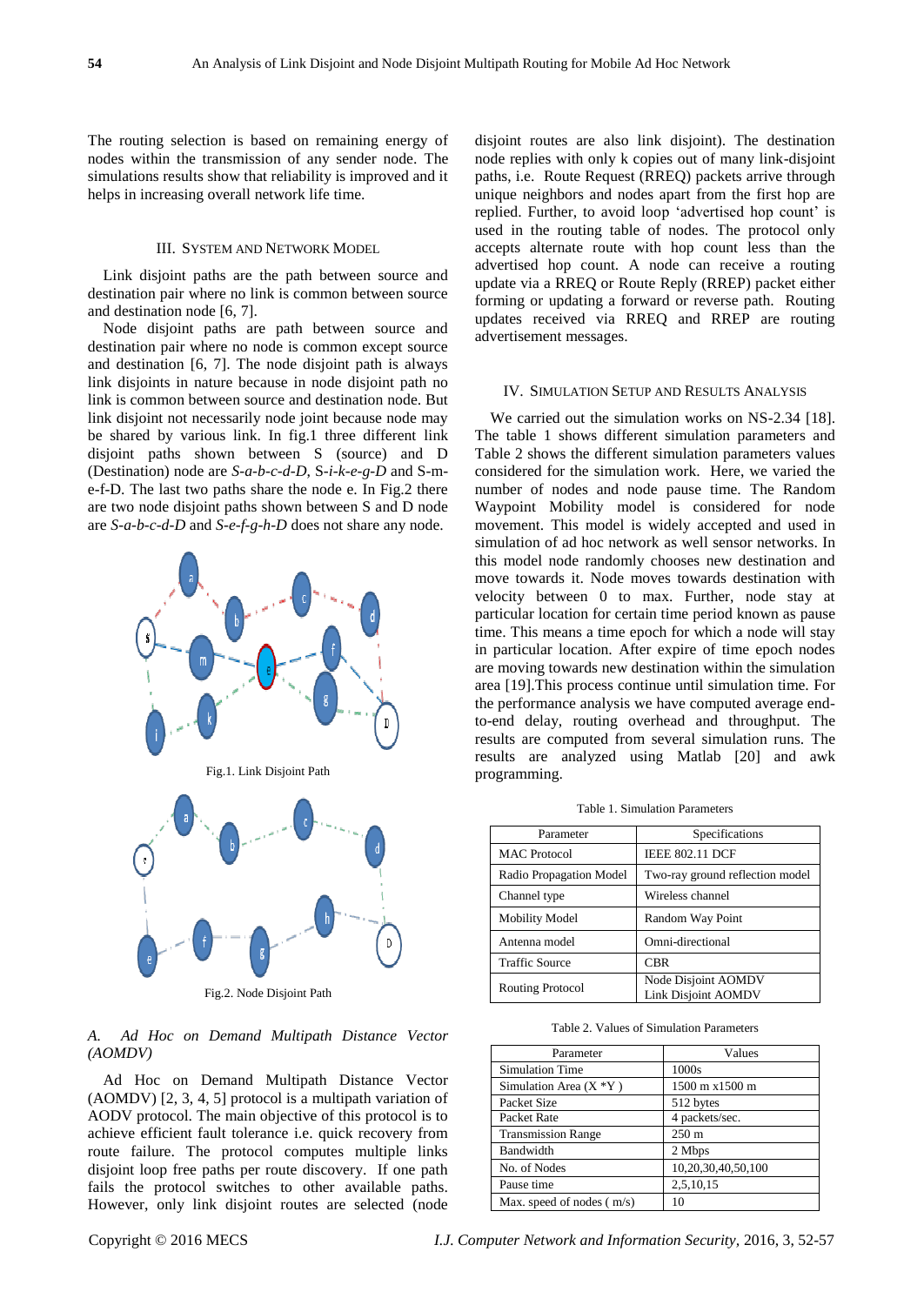The routing selection is based on remaining energy of nodes within the transmission of any sender node. The simulations results show that reliability is improved and it helps in increasing overall network life time.

## III. System and Network Model

Link disjoint paths are the path between source and destination pair where no link is common between source and destination node [6, 7].

Node disjoint paths are path between source and destination pair where no node is common except source and destination [6, 7]. The node disjoint path is always link disjoints in nature because in node disjoint path no link is common between source and destination node. But link disjoint not necessarily node joint because node may be shared by various link. In fig.1 three different link disjoint paths shown between S (source) and D (Destination) node are *S-a-b-c-d-D*, S-*i-k-e-g-D* and S-m-e-f-D. The last two paths share the node e. In Fig.2 there are two node disjoint paths shown between S and D node are *S-a-b-c-d-D* and *S-e-f-g-h-D* does not share any node.

Fig.1. Link Disjoint Path

Fig.2. Node Disjoint Path

### *A. Ad Hoc on Demand Multipath Distance Vector (AOMDV)*

Ad Hoc on Demand Multipath Distance Vector (AOMDV) [2, 3, 4, 5] protocol is a multipath variation of AODV protocol. The main objective of this protocol is to achieve efficient fault tolerance i.e. quick recovery from route failure. The protocol computes multiple links disjoint loop free paths per route discovery. If one path fails the protocol switches to other available paths. However, only link disjoint routes are selected (node disjoint routes are also link disjoint). The destination node replies with only k copies out of many link-disjoint paths, i.e. Route Request (RREQ) packets arrive through unique neighbors and nodes apart from the first hop are replied. Further, to avoid loop 'advertised hop count' is used in the routing table of nodes. The protocol only accepts alternate route with hop count less than the advertised hop count. A node can receive a routing update via a RREQ or Route Reply (RREP) packet either forming or updating a forward or reverse path. Routing updates received via RREQ and RREP are routing advertisement messages.

## IV. Simulation Setup and Results Analysis

We carried out the simulation works on NS-2.34 [18]. The table 1 shows different simulation parameters and Table 2 shows the different simulation parameters values considered for the simulation work. Here, we varied the number of nodes and node pause time. The Random Waypoint Mobility model is considered for node movement. This model is widely accepted and used in simulation of ad hoc network as well sensor networks. In this model node randomly chooses new destination and move towards it. Node moves towards destination with velocity between 0 to max. Further, node stay at particular location for certain time period known as pause time. This means a time epoch for which a node will stay in particular location. After expire of time epoch nodes are moving towards new destination within the simulation area [19].This process continue until simulation time. For the performance analysis we have computed average end-to-end delay, routing overhead and throughput. The results are computed from several simulation runs. The results are analyzed using Matlab [20] and awk programming.

Table 1. Simulation Parameters

| Parameter | Specifications |
|---|---|
| MAC Protocol | IEEE 802.11 DCF |
| Radio Propagation Model | Two-ray ground reflection model |
| Channel type | Wireless channel |
| Mobility Model | Random Way Point |
| Antenna model | Omni-directional |
| Traffic Source | CBR |
| Routing Protocol | Node Disjoint AOMDV<br>Link Disjoint AOMDV |

Table 2. Values of Simulation Parameters

| Parameter | Values |
|---|---|
| Simulation Time | 1000s |
| Simulation Area (X *Y ) | 1500 m x1500 m |
| Packet Size | 512 bytes |
| Packet Rate | 4 packets/sec. |
| Transmission Range | 250 m |
| Bandwidth | 2 Mbps |
| No. of Nodes | 10,20,30,40,50,100 |
| Pause time | 2,5,10,15 |
| Max. speed of nodes ( m/s) | 10 |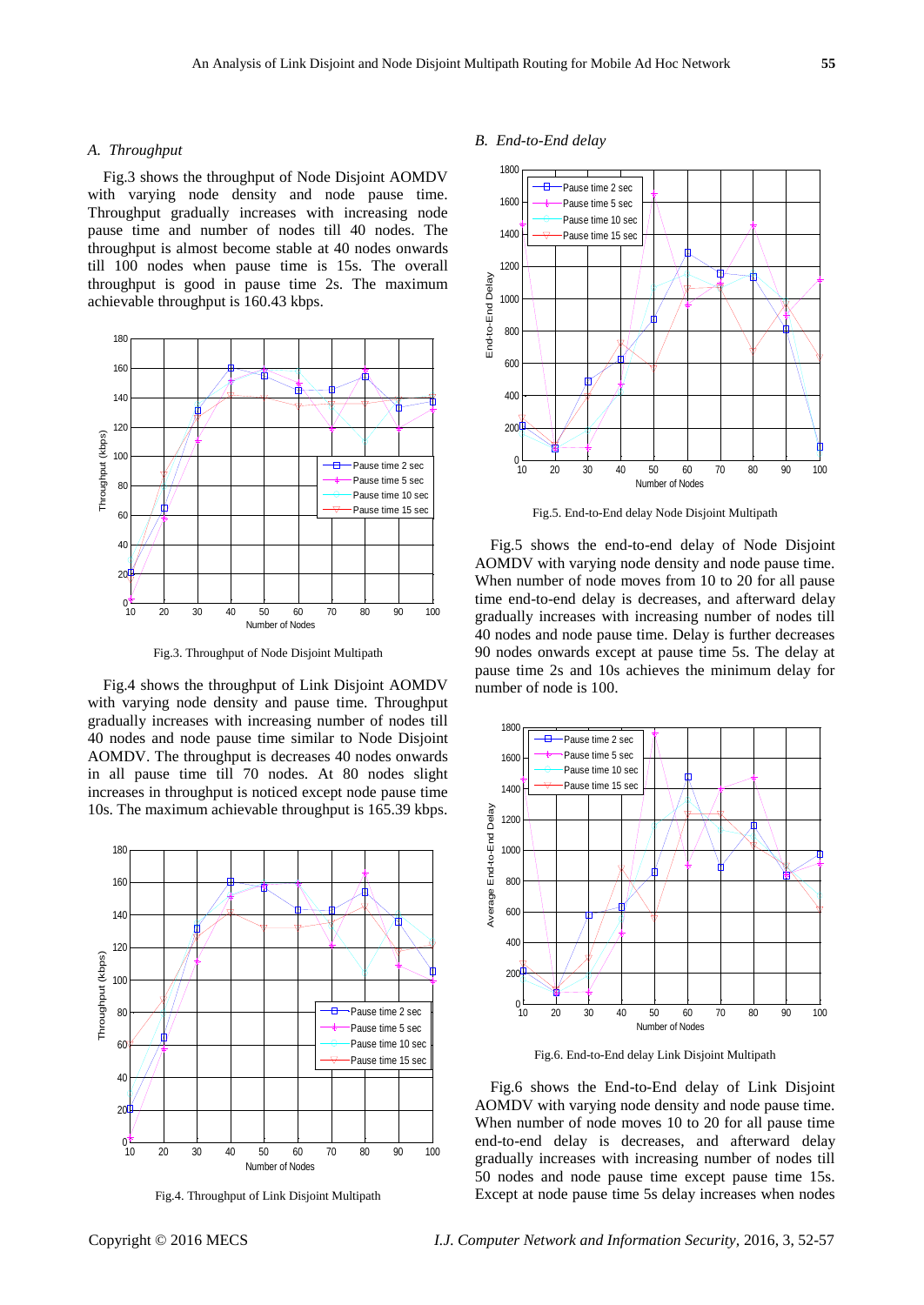### A. Throughput

Fig.3 shows the throughput of Node Disjoint AOMDV with varying node density and node pause time. Throughput gradually increases with increasing node pause time and number of nodes till 40 nodes. The throughput is almost become stable at 40 nodes onwards till 100 nodes when pause time is 15s. The overall throughput is good in pause time 2s. The maximum achievable throughput is 160.43 kbps.

Fig.3. Throughput of Node Disjoint Multipath

Fig.4 shows the throughput of Link Disjoint AOMDV with varying node density and pause time. Throughput gradually increases with increasing number of nodes till 40 nodes and node pause time similar to Node Disjoint AOMDV. The throughput is decreases 40 nodes onwards in all pause time till 70 nodes. At 80 nodes slight increases in throughput is noticed except node pause time 10s. The maximum achievable throughput is 165.39 kbps.

Fig.4. Throughput of Link Disjoint Multipath

### B. End-to-End delay

Fig.5. End-to-End delay Node Disjoint Multipath

Fig.5 shows the end-to-end delay of Node Disjoint AOMDV with varying node density and node pause time. When number of node moves from 10 to 20 for all pause time end-to-end delay is decreases, and afterward delay gradually increases with increasing number of nodes till 40 nodes and node pause time. Delay is further decreases 90 nodes onwards except at pause time 5s. The delay at pause time 2s and 10s achieves the minimum delay for number of node is 100.

Fig.6. End-to-End delay Link Disjoint Multipath

Fig.6 shows the End-to-End delay of Link Disjoint AOMDV with varying node density and node pause time. When number of node moves 10 to 20 for all pause time end-to-end delay is decreases, and afterward delay gradually increases with increasing number of nodes till 50 nodes and node pause time except pause time 15s. Except at node pause time 5s delay increases when nodes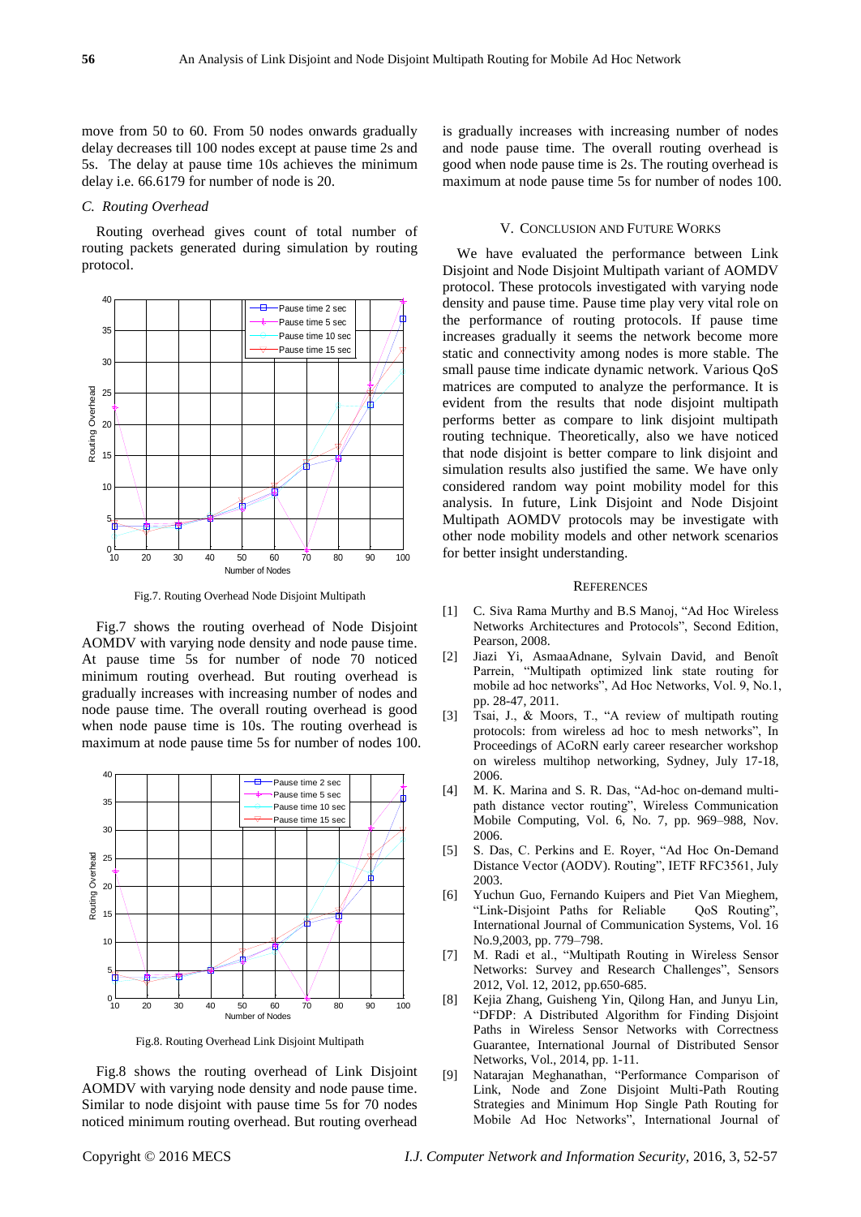move from 50 to 60. From 50 nodes onwards gradually delay decreases till 100 nodes except at pause time 2s and 5s. The delay at pause time 10s achieves the minimum delay i.e. 66.6179 for number of node is 20.

### C. Routing Overhead

Routing overhead gives count of total number of routing packets generated during simulation by routing protocol.

Fig.7. Routing Overhead Node Disjoint Multipath

Fig.7 shows the routing overhead of Node Disjoint AOMDV with varying node density and node pause time. At pause time 5s for number of node 70 noticed minimum routing overhead. But routing overhead is gradually increases with increasing number of nodes and node pause time. The overall routing overhead is good when node pause time is 10s. The routing overhead is maximum at node pause time 5s for number of nodes 100.

Fig.8. Routing Overhead Link Disjoint Multipath

Fig.8 shows the routing overhead of Link Disjoint AOMDV with varying node density and node pause time. Similar to node disjoint with pause time 5s for 70 nodes noticed minimum routing overhead. But routing overhead is gradually increases with increasing number of nodes and node pause time. The overall routing overhead is good when node pause time is 2s. The routing overhead is maximum at node pause time 5s for number of nodes 100.

## V. Conclusion and Future Works

We have evaluated the performance between Link Disjoint and Node Disjoint Multipath variant of AOMDV protocol. These protocols investigated with varying node density and pause time. Pause time play very vital role on the performance of routing protocols. If pause time increases gradually it seems the network become more static and connectivity among nodes is more stable. The small pause time indicate dynamic network. Various QoS matrices are computed to analyze the performance. It is evident from the results that node disjoint multipath performs better as compare to link disjoint multipath routing technique. Theoretically, also we have noticed that node disjoint is better compare to link disjoint and simulation results also justified the same. We have only considered random way point mobility model for this analysis. In future, Link Disjoint and Node Disjoint Multipath AOMDV protocols may be investigate with other node mobility models and other network scenarios for better insight understanding.

## References

[1] C. Siva Rama Murthy and B.S Manoj, "Ad Hoc Wireless Networks Architectures and Protocols", Second Edition, Pearson, 2008.

[2] Jiazi Yi, AsmaaAdnane, Sylvain David, and Benoît Parrein, "Multipath optimized link state routing for mobile ad hoc networks", Ad Hoc Networks, Vol. 9, No.1, pp. 28-47, 2011.

[3] Tsai, J., & Moors, T., "A review of multipath routing protocols: from wireless ad hoc to mesh networks", In Proceedings of ACoRN early career researcher workshop on wireless multihop networking, Sydney, July 17-18, 2006.

[4] M. K. Marina and S. R. Das, "Ad-hoc on-demand multi-path distance vector routing", Wireless Communication Mobile Computing, Vol. 6, No. 7, pp. 969–988, Nov. 2006.

[5] S. Das, C. Perkins and E. Royer, "Ad Hoc On-Demand Distance Vector (AODV). Routing", IETF RFC3561, July 2003.

[6] Yuchun Guo, Fernando Kuipers and Piet Van Mieghem, "Link-Disjoint Paths for Reliable QoS Routing", International Journal of Communication Systems, Vol. 16 No.9,2003, pp. 779–798.

[7] M. Radi et al., "Multipath Routing in Wireless Sensor Networks: Survey and Research Challenges", Sensors 2012, Vol. 12, 2012, pp.650-685.

[8] Kejia Zhang, Guisheng Yin, Qilong Han, and Junyu Lin, "DFDP: A Distributed Algorithm for Finding Disjoint Paths in Wireless Sensor Networks with Correctness Guarantee, International Journal of Distributed Sensor Networks, Vol., 2014, pp. 1-11.

[9] Natarajan Meghanathan, "Performance Comparison of Link, Node and Zone Disjoint Multi-Path Routing Strategies and Minimum Hop Single Path Routing for Mobile Ad Hoc Networks", International Journal of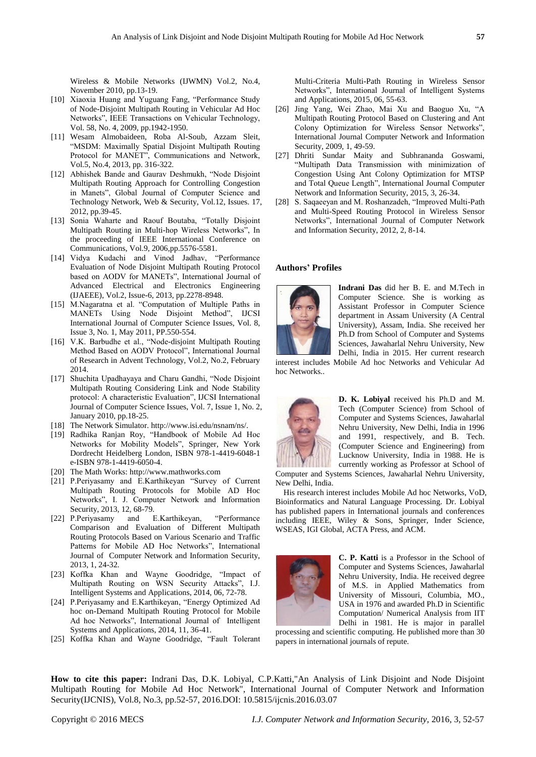Wireless & Mobile Networks (IJWMN) Vol.2, No.4, November 2010, pp.13-19.

[10] Xiaoxia Huang and Yuguang Fang, "Performance Study of Node-Disjoint Multipath Routing in Vehicular Ad Hoc Networks", IEEE Transactions on Vehicular Technology, Vol. 58, No. 4, 2009, pp.1942-1950.

[11] Wesam Almobaideen, Roba Al-Soub, Azzam Sleit, "MSDM: Maximally Spatial Disjoint Multipath Routing Protocol for MANET", Communications and Network, Vol.5, No.4, 2013, pp. 316-322.

[12] Abhishek Bande and Gaurav Deshmukh, "Node Disjoint Multipath Routing Approach for Controlling Congestion in Manets", Global Journal of Computer Science and Technology Network, Web & Security, Vol.12, Issues. 17, 2012, pp.39-45.

[13] Sonia Waharte and Raouf Boutaba, "Totally Disjoint Multipath Routing in Multi-hop Wireless Networks", In the proceeding of IEEE International Conference on Communications, Vol.9, 2006,pp.5576-5581.

[14] Vidya Kudachi and Vinod Jadhav, "Performance Evaluation of Node Disjoint Multipath Routing Protocol based on AODV for MANETs", International Journal of Advanced Electrical and Electronics Engineering (IJAEEE), Vol.2, Issue-6, 2013, pp.2278-8948.

[15] M.Nagaratna et al. "Computation of Multiple Paths in MANETs Using Node Disjoint Method", IJCSI International Journal of Computer Science Issues, Vol. 8, Issue 3, No. 1, May 2011, PP.550-554.

[16] V.K. Barbudhe et al., "Node-disjoint Multipath Routing Method Based on AODV Protocol", International Journal of Research in Advent Technology, Vol.2, No.2, February 2014.

[17] Shuchita Upadhayaya and Charu Gandhi, "Node Disjoint Multipath Routing Considering Link and Node Stability protocol: A characteristic Evaluation", IJCSI International Journal of Computer Science Issues, Vol. 7, Issue 1, No. 2, January 2010, pp.18-25.

[18] The Network Simulator. http://www.isi.edu/nsnam/ns/.

[19] Radhika Ranjan Roy, "Handbook of Mobile Ad Hoc Networks for Mobility Models", Springer, New York Dordrecht Heidelberg London, ISBN 978-1-4419-6048-1 e-ISBN 978-1-4419-6050-4.

[20] The Math Works: http://www.mathworks.com

[21] P.Periyasamy and E.Karthikeyan "Survey of Current Multipath Routing Protocols for Mobile AD Hoc Networks", I. J. Computer Network and Information Security, 2013, 12, 68-79.

[22] P.Periyasamy and E.Karthikeyan, "Performance Comparison and Evaluation of Different Multipath Routing Protocols Based on Various Scenario and Traffic Patterns for Mobile AD Hoc Networks", International Journal of Computer Network and Information Security, 2013, 1, 24-32.

[23] Koffka Khan and Wayne Goodridge, "Impact of Multipath Routing on WSN Security Attacks", I.J. Intelligent Systems and Applications, 2014, 06, 72-78.

[24] P.Periyasamy and E.Karthikeyan, "Energy Optimized Ad hoc on-Demand Multipath Routing Protocol for Mobile Ad hoc Networks", International Journal of Intelligent Systems and Applications, 2014, 11, 36-41.

[25] Koffka Khan and Wayne Goodridge, "Fault Tolerant Multi-Criteria Multi-Path Routing in Wireless Sensor Networks", International Journal of Intelligent Systems and Applications, 2015, 06, 55-63.

[26] Jing Yang, Wei Zhao, Mai Xu and Baoguo Xu, "A Multipath Routing Protocol Based on Clustering and Ant Colony Optimization for Wireless Sensor Networks", International Journal Computer Network and Information Security, 2009, 1, 49-59.

[27] Dhriti Sundar Maity and Subhrananda Goswami, "Multipath Data Transmission with minimization of Congestion Using Ant Colony Optimization for MTSP and Total Queue Length", International Journal Computer Network and Information Security, 2015, 3, 26-34.

[28] S. Saqaeeyan and M. Roshanzadeh, "Improved Multi-Path and Multi-Speed Routing Protocol in Wireless Sensor Networks", International Journal of Computer Network and Information Security, 2012, 2, 8-14.

## Authors' Profiles

**Indrani Das** did her B. E. and M.Tech in Computer Science. She is working as Assistant Professor in Computer Science department in Assam University (A Central University), Assam, India. She received her Ph.D from School of Computer and Systems Sciences, Jawaharlal Nehru University, New Delhi, India in 2015. Her current research interest includes Mobile Ad hoc Networks and Vehicular Ad hoc Networks..

**D. K. Lobiyal** received his Ph.D and M. Tech (Computer Science) from School of Computer and Systems Sciences, Jawaharlal Nehru University, New Delhi, India in 1996 and 1991, respectively, and B. Tech. (Computer Science and Engineering) from Lucknow University, India in 1988. He is currently working as Professor at School of Computer and Systems Sciences, Jawaharlal Nehru University, New Delhi, India.

His research interest includes Mobile Ad hoc Networks, VoD, Bioinformatics and Natural Language Processing. Dr. Lobiyal has published papers in International journals and conferences including IEEE, Wiley & Sons, Springer, Inder Science, WSEAS, IGI Global, ACTA Press, and ACM.

**C. P. Katti** is a Professor in the School of Computer and Systems Sciences, Jawaharlal Nehru University, India. He received degree of M.S. in Applied Mathematics from University of Missouri, Columbia, MO., USA in 1976 and awarded Ph.D in Scientific Computation/ Numerical Analysis from IIT Delhi in 1981. He is major in parallel processing and scientific computing. He published more than 30 papers in international journals of repute.

**How to cite this paper:** Indrani Das, D.K. Lobiyal, C.P.Katti,"An Analysis of Link Disjoint and Node Disjoint Multipath Routing for Mobile Ad Hoc Network", International Journal of Computer Network and Information Security(IJCNIS), Vol.8, No.3, pp.52-57, 2016.DOI: 10.5815/ijcnis.2016.03.07